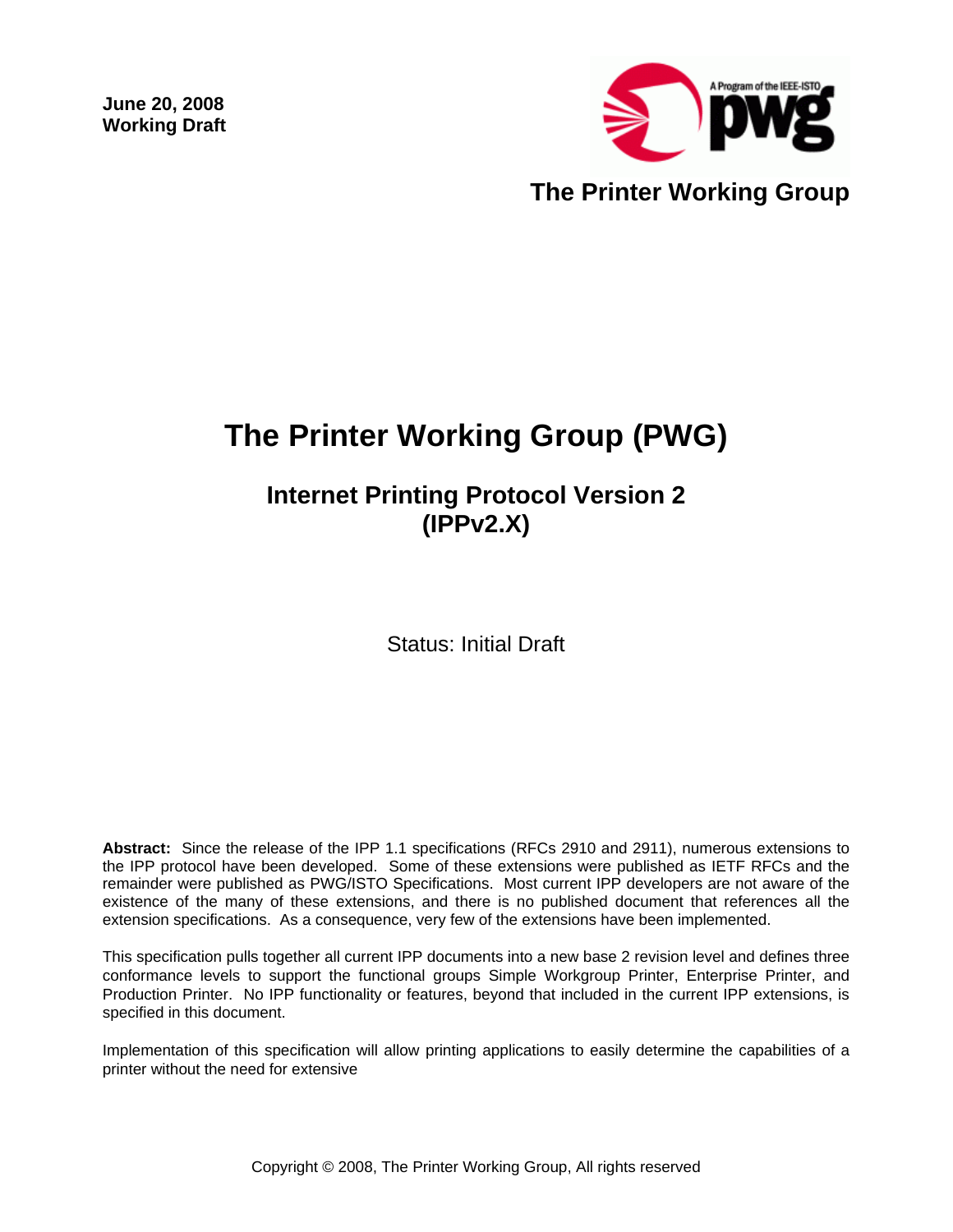**June 20, 2008**
**Working Draft**

**The Printer Working Group**

# The Printer Working Group (PWG)

## Internet Printing Protocol Version 2 (IPPv2.X)

Status: Initial Draft

**Abstract:** Since the release of the IPP 1.1 specifications (RFCs 2910 and 2911), numerous extensions to the IPP protocol have been developed. Some of these extensions were published as IETF RFCs and the remainder were published as PWG/ISTO Specifications. Most current IPP developers are not aware of the existence of the many of these extensions, and there is no published document that references all the extension specifications. As a consequence, very few of the extensions have been implemented.

This specification pulls together all current IPP documents into a new base 2 revision level and defines three conformance levels to support the functional groups Simple Workgroup Printer, Enterprise Printer, and Production Printer. No IPP functionality or features, beyond that included in the current IPP extensions, is specified in this document.

Implementation of this specification will allow printing applications to easily determine the capabilities of a printer without the need for extensive

Copyright © 2008, The Printer Working Group, All rights reserved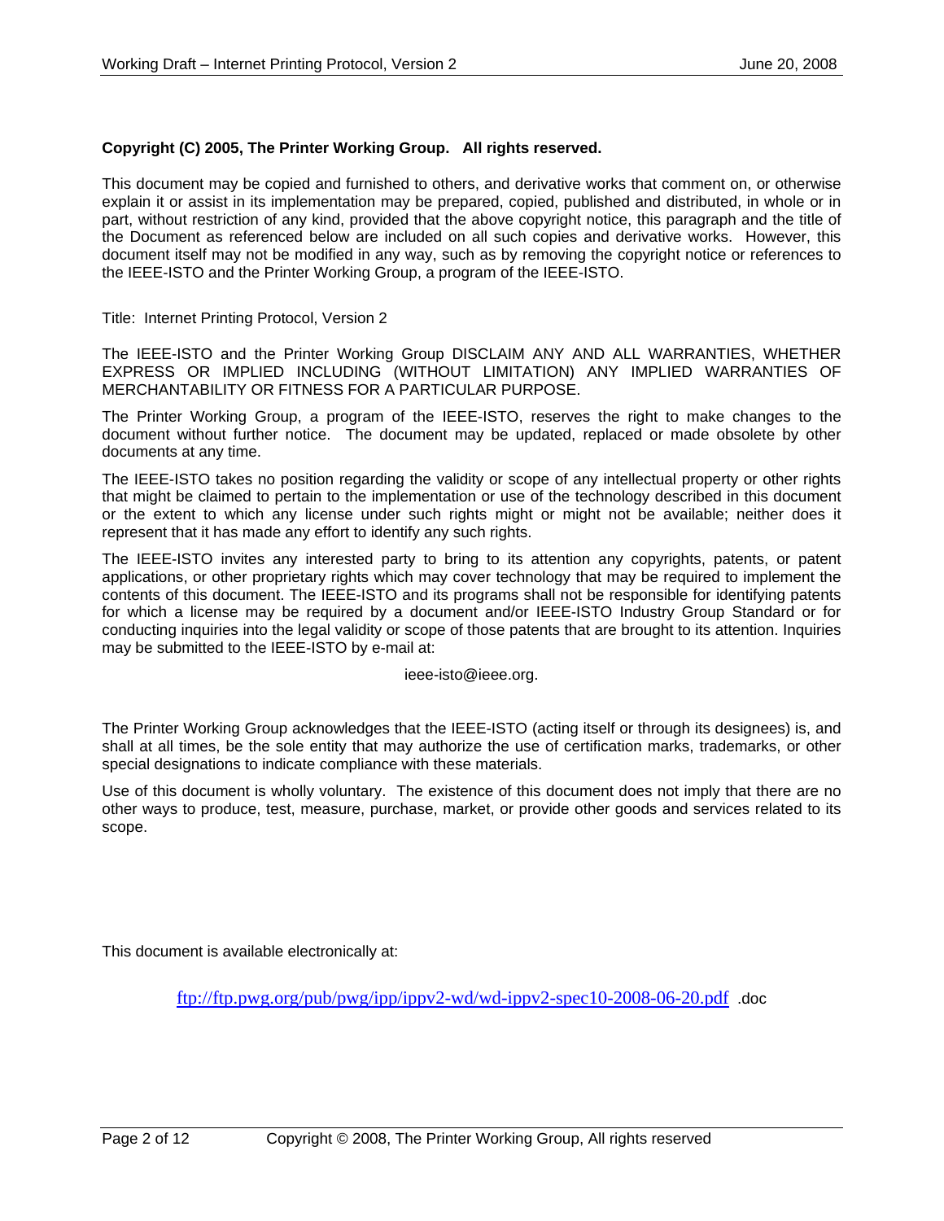**Copyright (C) 2005, The Printer Working Group. All rights reserved.**

This document may be copied and furnished to others, and derivative works that comment on, or otherwise explain it or assist in its implementation may be prepared, copied, published and distributed, in whole or in part, without restriction of any kind, provided that the above copyright notice, this paragraph and the title of the Document as referenced below are included on all such copies and derivative works. However, this document itself may not be modified in any way, such as by removing the copyright notice or references to the IEEE-ISTO and the Printer Working Group, a program of the IEEE-ISTO.

Title: Internet Printing Protocol, Version 2

The IEEE-ISTO and the Printer Working Group DISCLAIM ANY AND ALL WARRANTIES, WHETHER EXPRESS OR IMPLIED INCLUDING (WITHOUT LIMITATION) ANY IMPLIED WARRANTIES OF MERCHANTABILITY OR FITNESS FOR A PARTICULAR PURPOSE.

The Printer Working Group, a program of the IEEE-ISTO, reserves the right to make changes to the document without further notice. The document may be updated, replaced or made obsolete by other documents at any time.

The IEEE-ISTO takes no position regarding the validity or scope of any intellectual property or other rights that might be claimed to pertain to the implementation or use of the technology described in this document or the extent to which any license under such rights might or might not be available; neither does it represent that it has made any effort to identify any such rights.

The IEEE-ISTO invites any interested party to bring to its attention any copyrights, patents, or patent applications, or other proprietary rights which may cover technology that may be required to implement the contents of this document. The IEEE-ISTO and its programs shall not be responsible for identifying patents for which a license may be required by a document and/or IEEE-ISTO Industry Group Standard or for conducting inquiries into the legal validity or scope of those patents that are brought to its attention. Inquiries may be submitted to the IEEE-ISTO by e-mail at:

ieee-isto@ieee.org.

The Printer Working Group acknowledges that the IEEE-ISTO (acting itself or through its designees) is, and shall at all times, be the sole entity that may authorize the use of certification marks, trademarks, or other special designations to indicate compliance with these materials.

Use of this document is wholly voluntary. The existence of this document does not imply that there are no other ways to produce, test, measure, purchase, market, or provide other goods and services related to its scope.

This document is available electronically at:

ftp://ftp.pwg.org/pub/pwg/ipp/ippv2-wd/wd-ippv2-spec10-2008-06-20.pdf .doc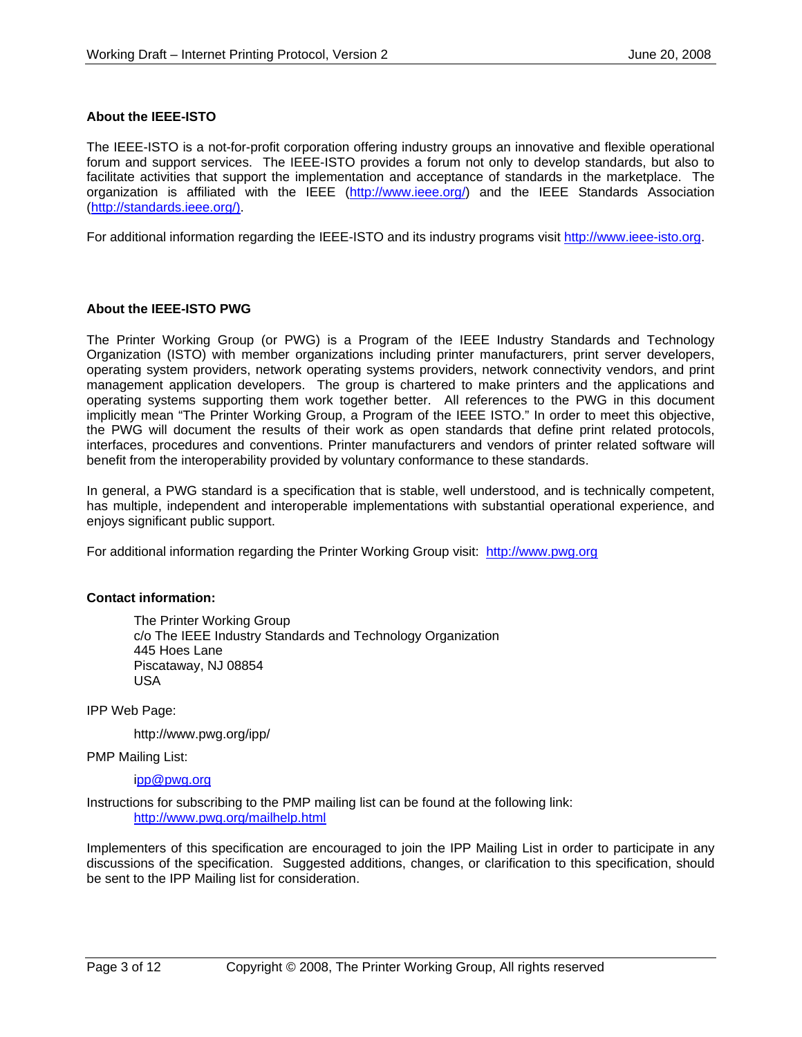**About the IEEE-ISTO**

The IEEE-ISTO is a not-for-profit corporation offering industry groups an innovative and flexible operational forum and support services. The IEEE-ISTO provides a forum not only to develop standards, but also to facilitate activities that support the implementation and acceptance of standards in the marketplace. The organization is affiliated with the IEEE (http://www.ieee.org/) and the IEEE Standards Association (http://standards.ieee.org/).

For additional information regarding the IEEE-ISTO and its industry programs visit http://www.ieee-isto.org.

**About the IEEE-ISTO PWG**

The Printer Working Group (or PWG) is a Program of the IEEE Industry Standards and Technology Organization (ISTO) with member organizations including printer manufacturers, print server developers, operating system providers, network operating systems providers, network connectivity vendors, and print management application developers. The group is chartered to make printers and the applications and operating systems supporting them work together better. All references to the PWG in this document implicitly mean "The Printer Working Group, a Program of the IEEE ISTO." In order to meet this objective, the PWG will document the results of their work as open standards that define print related protocols, interfaces, procedures and conventions. Printer manufacturers and vendors of printer related software will benefit from the interoperability provided by voluntary conformance to these standards.

In general, a PWG standard is a specification that is stable, well understood, and is technically competent, has multiple, independent and interoperable implementations with substantial operational experience, and enjoys significant public support.

For additional information regarding the Printer Working Group visit: http://www.pwg.org

**Contact information:**

The Printer Working Group
c/o The IEEE Industry Standards and Technology Organization
445 Hoes Lane
Piscataway, NJ 08854
USA

IPP Web Page:

http://www.pwg.org/ipp/

PMP Mailing List:

ipp@pwg.org

Instructions for subscribing to the PMP mailing list can be found at the following link:
http://www.pwg.org/mailhelp.html

Implementers of this specification are encouraged to join the IPP Mailing List in order to participate in any discussions of the specification. Suggested additions, changes, or clarification to this specification, should be sent to the IPP Mailing list for consideration.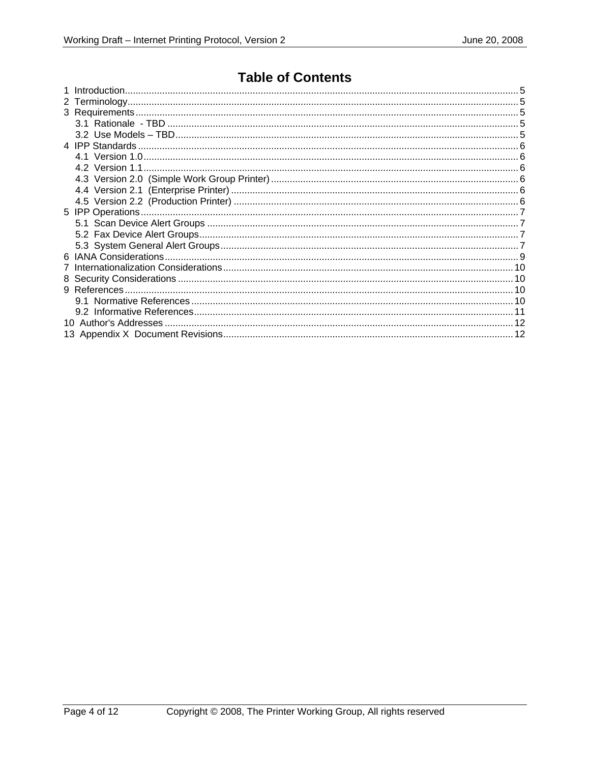# Table of Contents

1 Introduction .......... 5
2 Terminology .......... 5
3 Requirements .......... 5
  3.1 Rationale - TBD .......... 5
  3.2 Use Models – TBD .......... 5
4 IPP Standards .......... 6
  4.1 Version 1.0 .......... 6
  4.2 Version 1.1 .......... 6
  4.3 Version 2.0 (Simple Work Group Printer) .......... 6
  4.4 Version 2.1 (Enterprise Printer) .......... 6
  4.5 Version 2.2 (Production Printer) .......... 6
5 IPP Operations .......... 7
  5.1 Scan Device Alert Groups .......... 7
  5.2 Fax Device Alert Groups .......... 7
  5.3 System General Alert Groups .......... 7
6 IANA Considerations .......... 9
7 Internationalization Considerations .......... 10
8 Security Considerations .......... 10
9 References .......... 10
  9.1 Normative References .......... 10
  9.2 Informative References .......... 11
10 Author's Addresses .......... 12
13 Appendix X Document Revisions .......... 12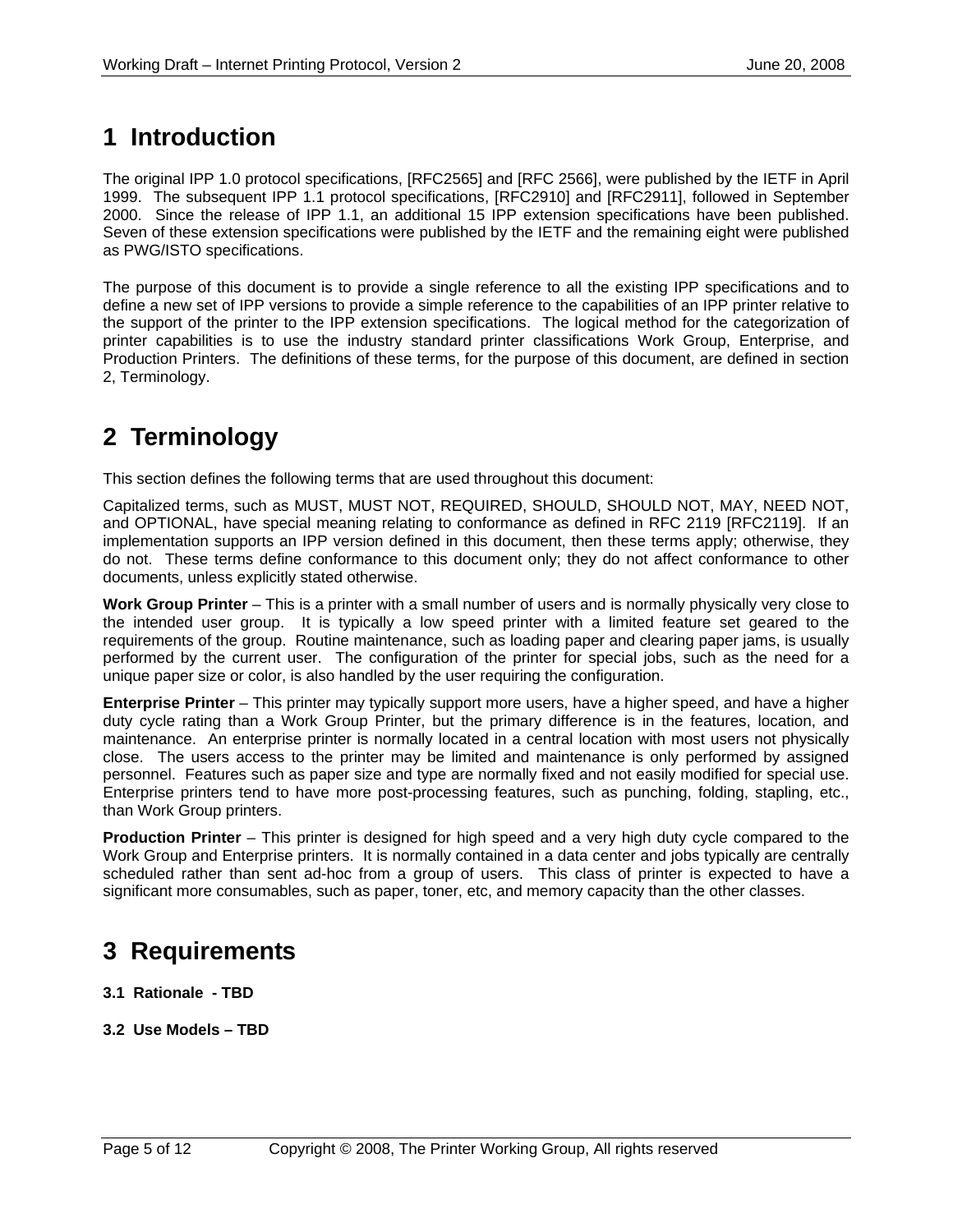# 1 Introduction

The original IPP 1.0 protocol specifications, [RFC2565] and [RFC 2566], were published by the IETF in April 1999. The subsequent IPP 1.1 protocol specifications, [RFC2910] and [RFC2911], followed in September 2000. Since the release of IPP 1.1, an additional 15 IPP extension specifications have been published. Seven of these extension specifications were published by the IETF and the remaining eight were published as PWG/ISTO specifications.

The purpose of this document is to provide a single reference to all the existing IPP specifications and to define a new set of IPP versions to provide a simple reference to the capabilities of an IPP printer relative to the support of the printer to the IPP extension specifications. The logical method for the categorization of printer capabilities is to use the industry standard printer classifications Work Group, Enterprise, and Production Printers. The definitions of these terms, for the purpose of this document, are defined in section 2, Terminology.

# 2 Terminology

This section defines the following terms that are used throughout this document:

Capitalized terms, such as MUST, MUST NOT, REQUIRED, SHOULD, SHOULD NOT, MAY, NEED NOT, and OPTIONAL, have special meaning relating to conformance as defined in RFC 2119 [RFC2119]. If an implementation supports an IPP version defined in this document, then these terms apply; otherwise, they do not. These terms define conformance to this document only; they do not affect conformance to other documents, unless explicitly stated otherwise.

**Work Group Printer** – This is a printer with a small number of users and is normally physically very close to the intended user group. It is typically a low speed printer with a limited feature set geared to the requirements of the group. Routine maintenance, such as loading paper and clearing paper jams, is usually performed by the current user. The configuration of the printer for special jobs, such as the need for a unique paper size or color, is also handled by the user requiring the configuration.

**Enterprise Printer** – This printer may typically support more users, have a higher speed, and have a higher duty cycle rating than a Work Group Printer, but the primary difference is in the features, location, and maintenance. An enterprise printer is normally located in a central location with most users not physically close. The users access to the printer may be limited and maintenance is only performed by assigned personnel. Features such as paper size and type are normally fixed and not easily modified for special use. Enterprise printers tend to have more post-processing features, such as punching, folding, stapling, etc., than Work Group printers.

**Production Printer** – This printer is designed for high speed and a very high duty cycle compared to the Work Group and Enterprise printers. It is normally contained in a data center and jobs typically are centrally scheduled rather than sent ad-hoc from a group of users. This class of printer is expected to have a significant more consumables, such as paper, toner, etc, and memory capacity than the other classes.

# 3 Requirements

### 3.1 Rationale - TBD

### 3.2 Use Models – TBD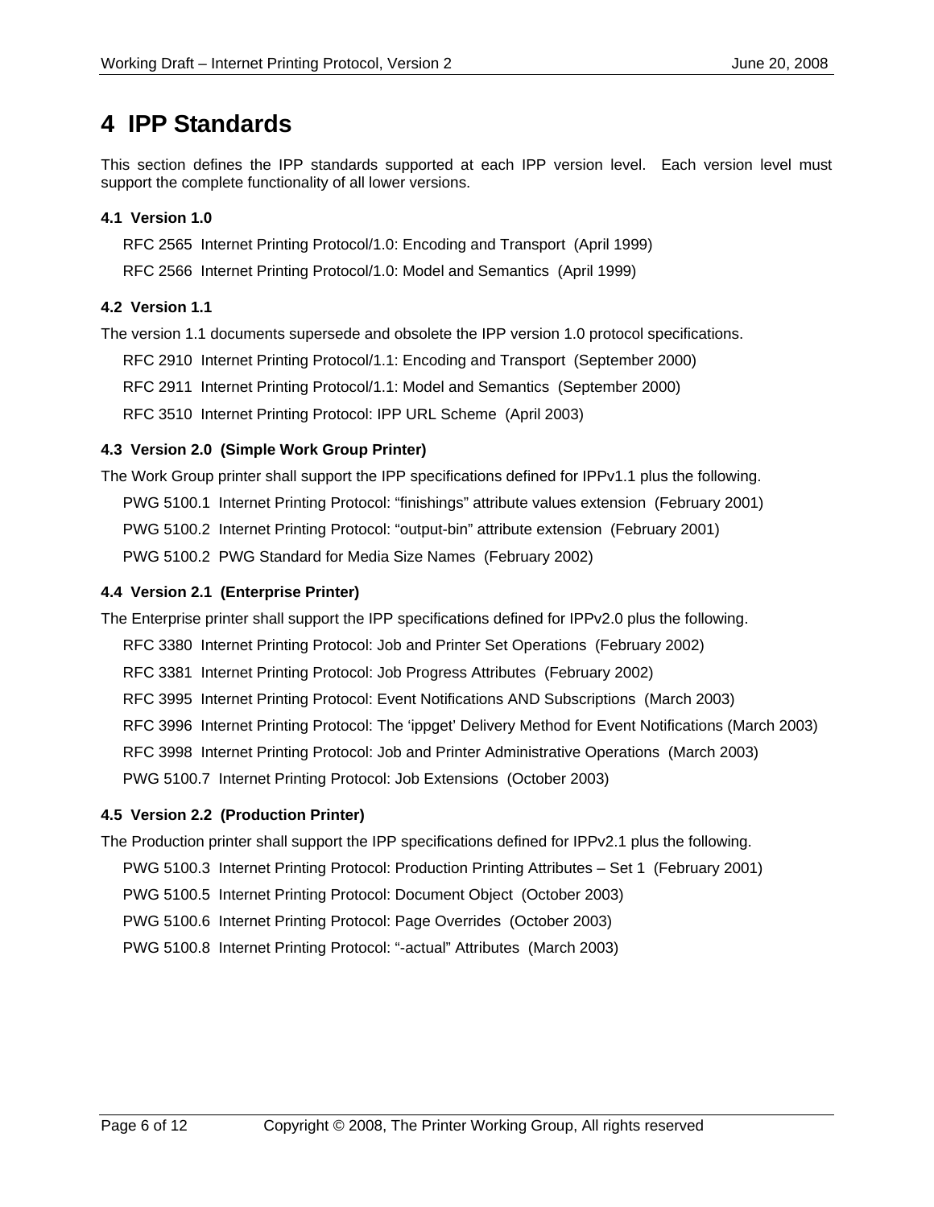# 4 IPP Standards

This section defines the IPP standards supported at each IPP version level. Each version level must support the complete functionality of all lower versions.

### 4.1 Version 1.0

RFC 2565 Internet Printing Protocol/1.0: Encoding and Transport (April 1999)

RFC 2566 Internet Printing Protocol/1.0: Model and Semantics (April 1999)

### 4.2 Version 1.1

The version 1.1 documents supersede and obsolete the IPP version 1.0 protocol specifications.

RFC 2910 Internet Printing Protocol/1.1: Encoding and Transport (September 2000)

RFC 2911 Internet Printing Protocol/1.1: Model and Semantics (September 2000)

RFC 3510 Internet Printing Protocol: IPP URL Scheme (April 2003)

### 4.3 Version 2.0 (Simple Work Group Printer)

The Work Group printer shall support the IPP specifications defined for IPPv1.1 plus the following.

PWG 5100.1 Internet Printing Protocol: “finishings” attribute values extension (February 2001)

PWG 5100.2 Internet Printing Protocol: “output-bin” attribute extension (February 2001)

PWG 5100.2 PWG Standard for Media Size Names (February 2002)

### 4.4 Version 2.1 (Enterprise Printer)

The Enterprise printer shall support the IPP specifications defined for IPPv2.0 plus the following.

RFC 3380 Internet Printing Protocol: Job and Printer Set Operations (February 2002)

RFC 3381 Internet Printing Protocol: Job Progress Attributes (February 2002)

RFC 3995 Internet Printing Protocol: Event Notifications AND Subscriptions (March 2003)

RFC 3996 Internet Printing Protocol: The ‘ippget’ Delivery Method for Event Notifications (March 2003)

RFC 3998 Internet Printing Protocol: Job and Printer Administrative Operations (March 2003)

PWG 5100.7 Internet Printing Protocol: Job Extensions (October 2003)

### 4.5 Version 2.2 (Production Printer)

The Production printer shall support the IPP specifications defined for IPPv2.1 plus the following.

PWG 5100.3 Internet Printing Protocol: Production Printing Attributes – Set 1 (February 2001)

PWG 5100.5 Internet Printing Protocol: Document Object (October 2003)

PWG 5100.6 Internet Printing Protocol: Page Overrides (October 2003)

PWG 5100.8 Internet Printing Protocol: “-actual” Attributes (March 2003)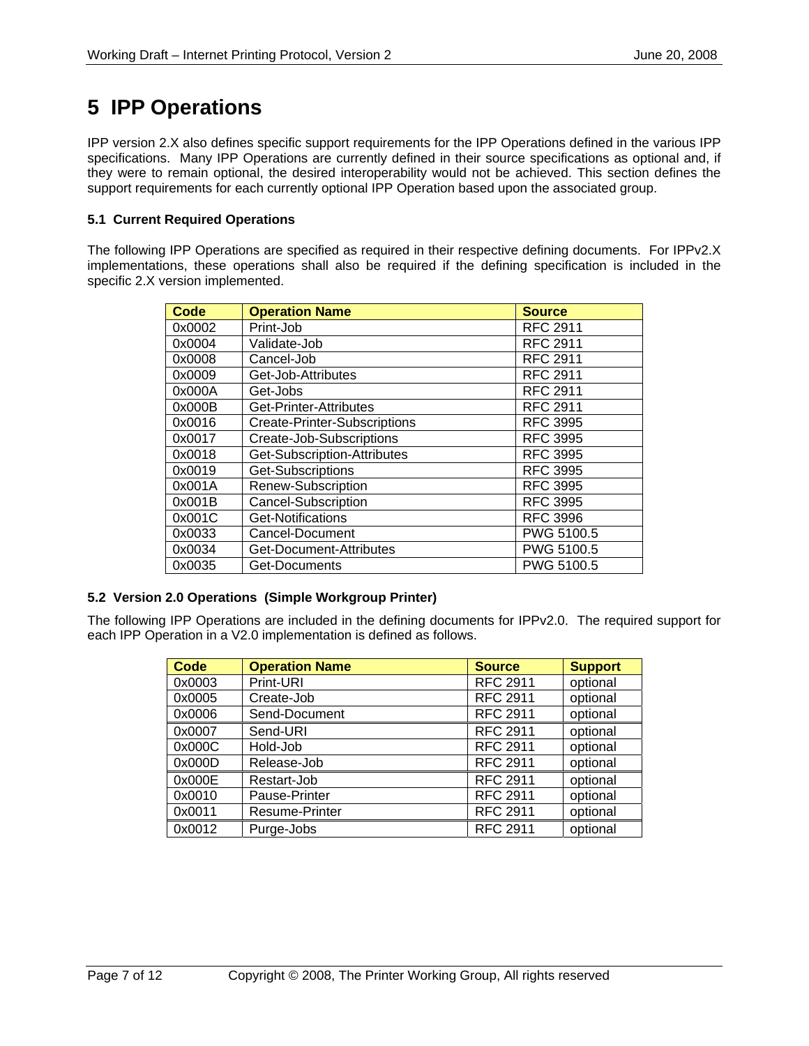# 5 IPP Operations

IPP version 2.X also defines specific support requirements for the IPP Operations defined in the various IPP specifications. Many IPP Operations are currently defined in their source specifications as optional and, if they were to remain optional, the desired interoperability would not be achieved. This section defines the support requirements for each currently optional IPP Operation based upon the associated group.

### 5.1 Current Required Operations

The following IPP Operations are specified as required in their respective defining documents. For IPPv2.X implementations, these operations shall also be required if the defining specification is included in the specific 2.X version implemented.

| Code | Operation Name | Source |
|---|---|---|
| 0x0002 | Print-Job | RFC 2911 |
| 0x0004 | Validate-Job | RFC 2911 |
| 0x0008 | Cancel-Job | RFC 2911 |
| 0x0009 | Get-Job-Attributes | RFC 2911 |
| 0x000A | Get-Jobs | RFC 2911 |
| 0x000B | Get-Printer-Attributes | RFC 2911 |
| 0x0016 | Create-Printer-Subscriptions | RFC 3995 |
| 0x0017 | Create-Job-Subscriptions | RFC 3995 |
| 0x0018 | Get-Subscription-Attributes | RFC 3995 |
| 0x0019 | Get-Subscriptions | RFC 3995 |
| 0x001A | Renew-Subscription | RFC 3995 |
| 0x001B | Cancel-Subscription | RFC 3995 |
| 0x001C | Get-Notifications | RFC 3996 |
| 0x0033 | Cancel-Document | PWG 5100.5 |
| 0x0034 | Get-Document-Attributes | PWG 5100.5 |
| 0x0035 | Get-Documents | PWG 5100.5 |

### 5.2 Version 2.0 Operations (Simple Workgroup Printer)

The following IPP Operations are included in the defining documents for IPPv2.0. The required support for each IPP Operation in a V2.0 implementation is defined as follows.

| Code | Operation Name | Source | Support |
|---|---|---|---|
| 0x0003 | Print-URI | RFC 2911 | optional |
| 0x0005 | Create-Job | RFC 2911 | optional |
| 0x0006 | Send-Document | RFC 2911 | optional |
| 0x0007 | Send-URI | RFC 2911 | optional |
| 0x000C | Hold-Job | RFC 2911 | optional |
| 0x000D | Release-Job | RFC 2911 | optional |
| 0x000E | Restart-Job | RFC 2911 | optional |
| 0x0010 | Pause-Printer | RFC 2911 | optional |
| 0x0011 | Resume-Printer | RFC 2911 | optional |
| 0x0012 | Purge-Jobs | RFC 2911 | optional |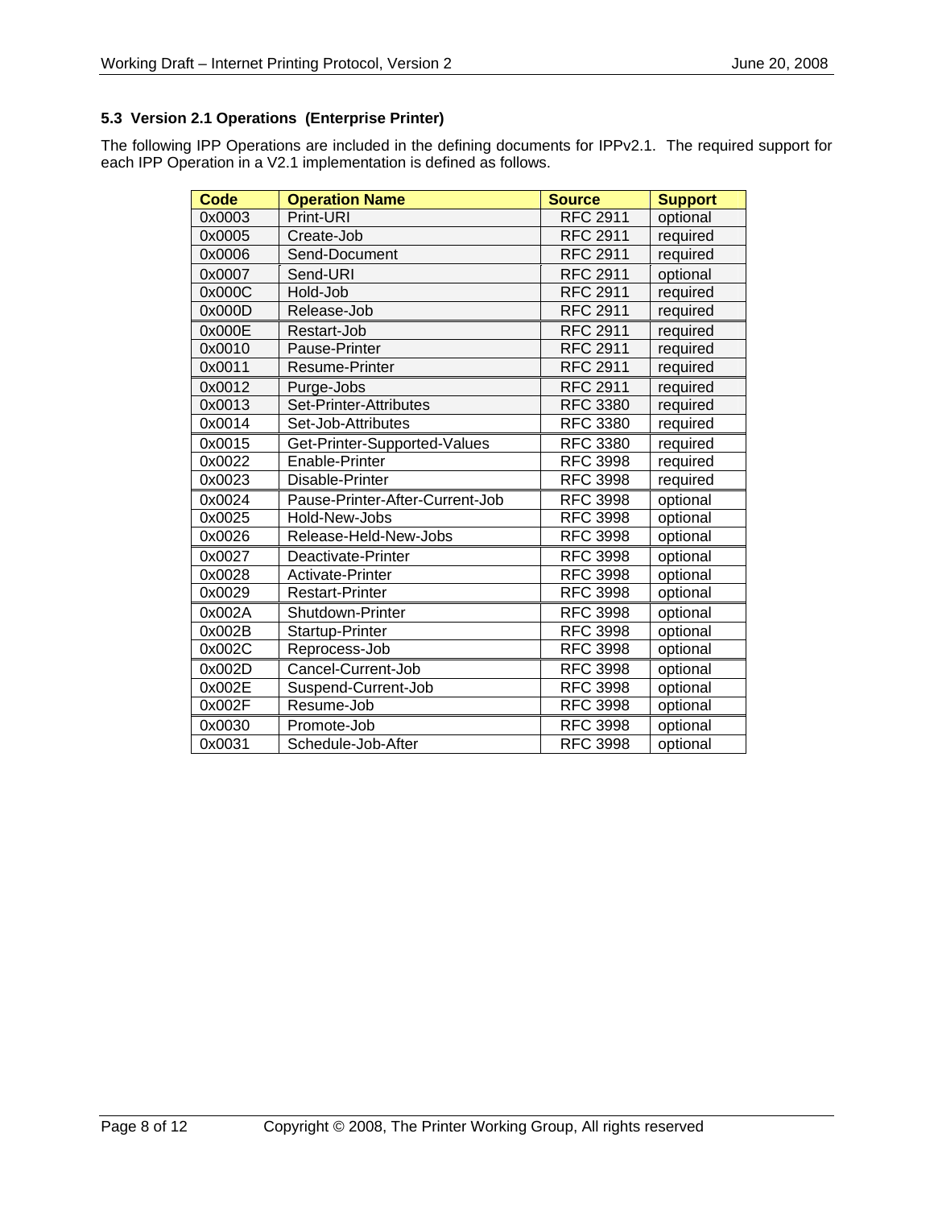### 5.3 Version 2.1 Operations (Enterprise Printer)

The following IPP Operations are included in the defining documents for IPPv2.1. The required support for each IPP Operation in a V2.1 implementation is defined as follows.

| Code | Operation Name | Source | Support |
|---|---|---|---|
| 0x0003 | Print-URI | RFC 2911 | optional |
| 0x0005 | Create-Job | RFC 2911 | required |
| 0x0006 | Send-Document | RFC 2911 | required |
| 0x0007 | Send-URI | RFC 2911 | optional |
| 0x000C | Hold-Job | RFC 2911 | required |
| 0x000D | Release-Job | RFC 2911 | required |
| 0x000E | Restart-Job | RFC 2911 | required |
| 0x0010 | Pause-Printer | RFC 2911 | required |
| 0x0011 | Resume-Printer | RFC 2911 | required |
| 0x0012 | Purge-Jobs | RFC 2911 | required |
| 0x0013 | Set-Printer-Attributes | RFC 3380 | required |
| 0x0014 | Set-Job-Attributes | RFC 3380 | required |
| 0x0015 | Get-Printer-Supported-Values | RFC 3380 | required |
| 0x0022 | Enable-Printer | RFC 3998 | required |
| 0x0023 | Disable-Printer | RFC 3998 | required |
| 0x0024 | Pause-Printer-After-Current-Job | RFC 3998 | optional |
| 0x0025 | Hold-New-Jobs | RFC 3998 | optional |
| 0x0026 | Release-Held-New-Jobs | RFC 3998 | optional |
| 0x0027 | Deactivate-Printer | RFC 3998 | optional |
| 0x0028 | Activate-Printer | RFC 3998 | optional |
| 0x0029 | Restart-Printer | RFC 3998 | optional |
| 0x002A | Shutdown-Printer | RFC 3998 | optional |
| 0x002B | Startup-Printer | RFC 3998 | optional |
| 0x002C | Reprocess-Job | RFC 3998 | optional |
| 0x002D | Cancel-Current-Job | RFC 3998 | optional |
| 0x002E | Suspend-Current-Job | RFC 3998 | optional |
| 0x002F | Resume-Job | RFC 3998 | optional |
| 0x0030 | Promote-Job | RFC 3998 | optional |
| 0x0031 | Schedule-Job-After | RFC 3998 | optional |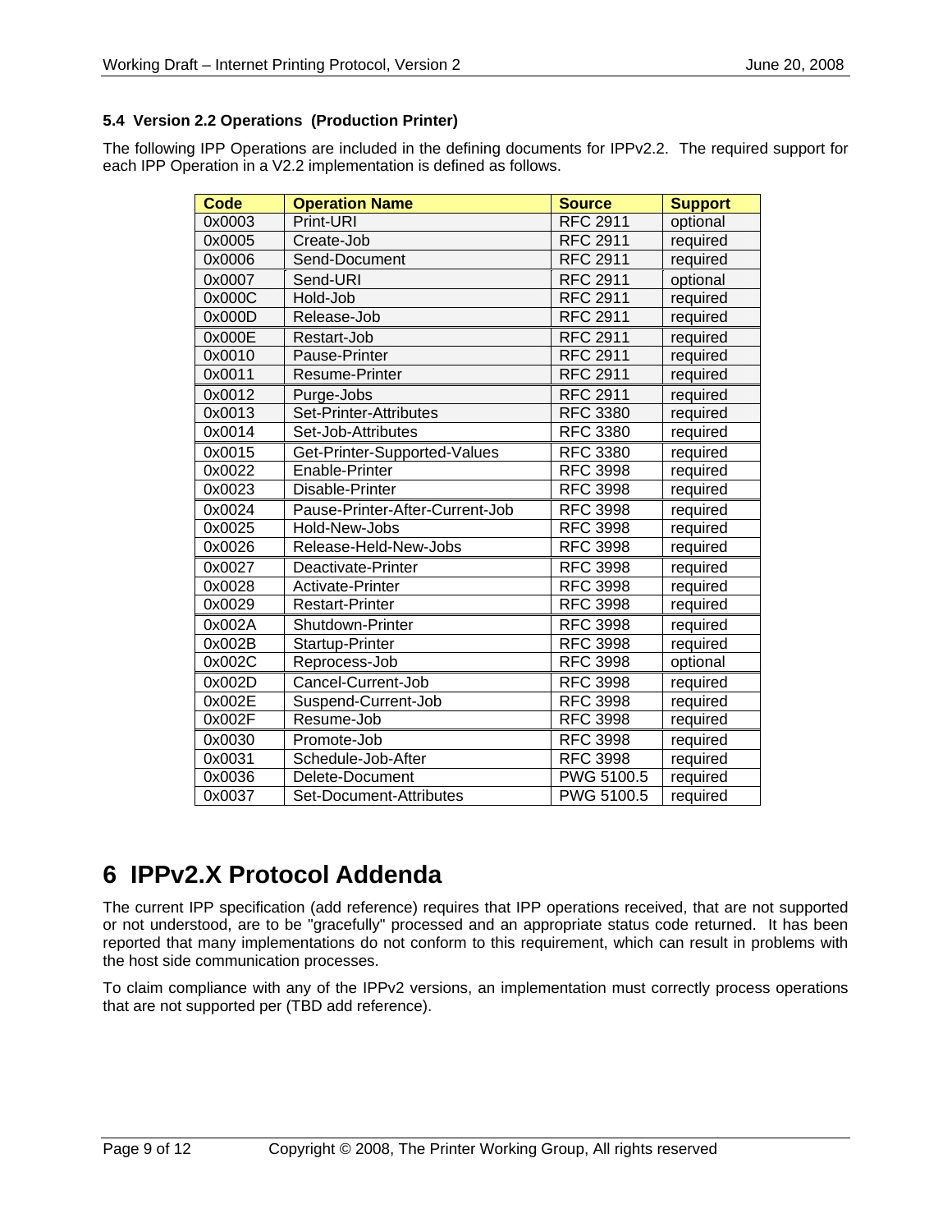### 5.4 Version 2.2 Operations (Production Printer)

The following IPP Operations are included in the defining documents for IPPv2.2. The required support for each IPP Operation in a V2.2 implementation is defined as follows.

| Code | Operation Name | Source | Support |
|---|---|---|---|
| 0x0003 | Print-URI | RFC 2911 | optional |
| 0x0005 | Create-Job | RFC 2911 | required |
| 0x0006 | Send-Document | RFC 2911 | required |
| 0x0007 | Send-URI | RFC 2911 | optional |
| 0x000C | Hold-Job | RFC 2911 | required |
| 0x000D | Release-Job | RFC 2911 | required |
| 0x000E | Restart-Job | RFC 2911 | required |
| 0x0010 | Pause-Printer | RFC 2911 | required |
| 0x0011 | Resume-Printer | RFC 2911 | required |
| 0x0012 | Purge-Jobs | RFC 2911 | required |
| 0x0013 | Set-Printer-Attributes | RFC 3380 | required |
| 0x0014 | Set-Job-Attributes | RFC 3380 | required |
| 0x0015 | Get-Printer-Supported-Values | RFC 3380 | required |
| 0x0022 | Enable-Printer | RFC 3998 | required |
| 0x0023 | Disable-Printer | RFC 3998 | required |
| 0x0024 | Pause-Printer-After-Current-Job | RFC 3998 | required |
| 0x0025 | Hold-New-Jobs | RFC 3998 | required |
| 0x0026 | Release-Held-New-Jobs | RFC 3998 | required |
| 0x0027 | Deactivate-Printer | RFC 3998 | required |
| 0x0028 | Activate-Printer | RFC 3998 | required |
| 0x0029 | Restart-Printer | RFC 3998 | required |
| 0x002A | Shutdown-Printer | RFC 3998 | required |
| 0x002B | Startup-Printer | RFC 3998 | required |
| 0x002C | Reprocess-Job | RFC 3998 | optional |
| 0x002D | Cancel-Current-Job | RFC 3998 | required |
| 0x002E | Suspend-Current-Job | RFC 3998 | required |
| 0x002F | Resume-Job | RFC 3998 | required |
| 0x0030 | Promote-Job | RFC 3998 | required |
| 0x0031 | Schedule-Job-After | RFC 3998 | required |
| 0x0036 | Delete-Document | PWG 5100.5 | required |
| 0x0037 | Set-Document-Attributes | PWG 5100.5 | required |

# 6 IPPv2.X Protocol Addenda

The current IPP specification (add reference) requires that IPP operations received, that are not supported or not understood, are to be "gracefully" processed and an appropriate status code returned. It has been reported that many implementations do not conform to this requirement, which can result in problems with the host side communication processes.

To claim compliance with any of the IPPv2 versions, an implementation must correctly process operations that are not supported per (TBD add reference).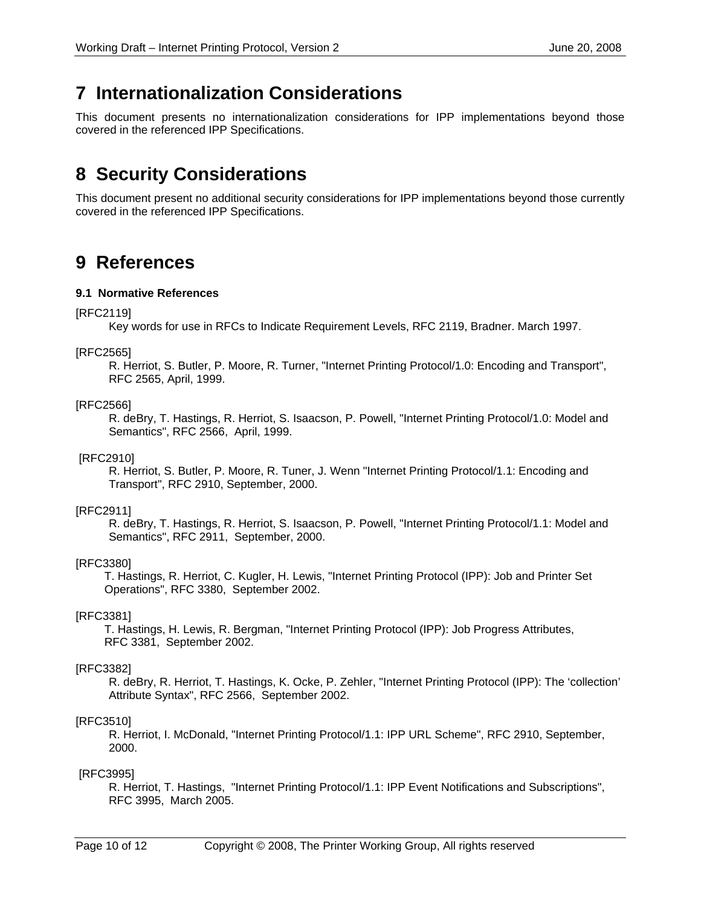# 7 Internationalization Considerations

This document presents no internationalization considerations for IPP implementations beyond those covered in the referenced IPP Specifications.

# 8 Security Considerations

This document present no additional security considerations for IPP implementations beyond those currently covered in the referenced IPP Specifications.

# 9 References

### 9.1 Normative References

[RFC2119]
Key words for use in RFCs to Indicate Requirement Levels, RFC 2119, Bradner. March 1997.

[RFC2565]
R. Herriot, S. Butler, P. Moore, R. Turner, "Internet Printing Protocol/1.0: Encoding and Transport", RFC 2565, April, 1999.

[RFC2566]
R. deBry, T. Hastings, R. Herriot, S. Isaacson, P. Powell, "Internet Printing Protocol/1.0: Model and Semantics", RFC 2566, April, 1999.

[RFC2910]
R. Herriot, S. Butler, P. Moore, R. Tuner, J. Wenn "Internet Printing Protocol/1.1: Encoding and Transport", RFC 2910, September, 2000.

[RFC2911]
R. deBry, T. Hastings, R. Herriot, S. Isaacson, P. Powell, "Internet Printing Protocol/1.1: Model and Semantics", RFC 2911, September, 2000.

[RFC3380]
T. Hastings, R. Herriot, C. Kugler, H. Lewis, "Internet Printing Protocol (IPP): Job and Printer Set Operations", RFC 3380, September 2002.

[RFC3381]
T. Hastings, H. Lewis, R. Bergman, "Internet Printing Protocol (IPP): Job Progress Attributes, RFC 3381, September 2002.

[RFC3382]
R. deBry, R. Herriot, T. Hastings, K. Ocke, P. Zehler, "Internet Printing Protocol (IPP): The 'collection' Attribute Syntax", RFC 2566, September 2002.

[RFC3510]
R. Herriot, I. McDonald, "Internet Printing Protocol/1.1: IPP URL Scheme", RFC 2910, September, 2000.

[RFC3995]
R. Herriot, T. Hastings, "Internet Printing Protocol/1.1: IPP Event Notifications and Subscriptions", RFC 3995, March 2005.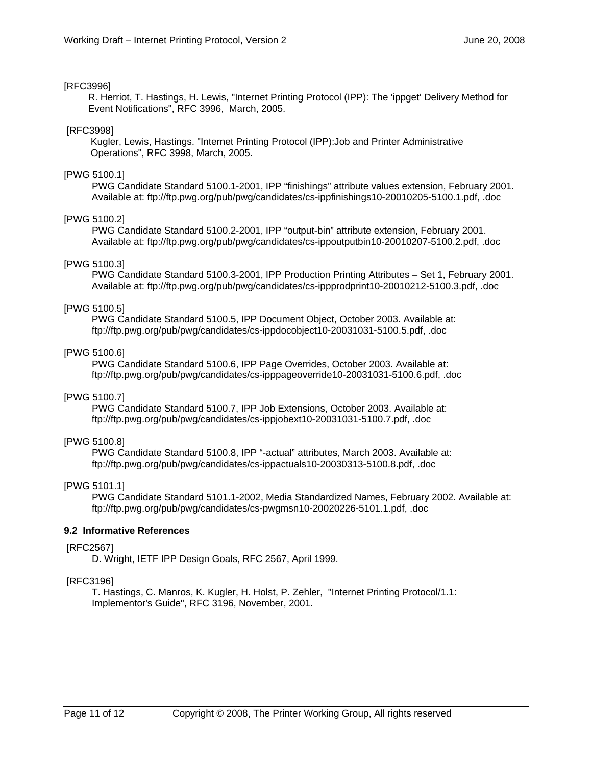[RFC3996]

R. Herriot, T. Hastings, H. Lewis, "Internet Printing Protocol (IPP): The 'ippget' Delivery Method for Event Notifications", RFC 3996, March, 2005.

[RFC3998]

Kugler, Lewis, Hastings. "Internet Printing Protocol (IPP):Job and Printer Administrative Operations", RFC 3998, March, 2005.

[PWG 5100.1]

PWG Candidate Standard 5100.1-2001, IPP "finishings" attribute values extension, February 2001. Available at: ftp://ftp.pwg.org/pub/pwg/candidates/cs-ippfinishings10-20010205-5100.1.pdf, .doc

[PWG 5100.2]

PWG Candidate Standard 5100.2-2001, IPP "output-bin" attribute extension, February 2001. Available at: ftp://ftp.pwg.org/pub/pwg/candidates/cs-ippoutputbin10-20010207-5100.2.pdf, .doc

[PWG 5100.3]

PWG Candidate Standard 5100.3-2001, IPP Production Printing Attributes – Set 1, February 2001. Available at: ftp://ftp.pwg.org/pub/pwg/candidates/cs-ippprodprint10-20010212-5100.3.pdf, .doc

[PWG 5100.5]

PWG Candidate Standard 5100.5, IPP Document Object, October 2003. Available at: ftp://ftp.pwg.org/pub/pwg/candidates/cs-ippdocobject10-20031031-5100.5.pdf, .doc

[PWG 5100.6]

PWG Candidate Standard 5100.6, IPP Page Overrides, October 2003. Available at: ftp://ftp.pwg.org/pub/pwg/candidates/cs-ipppageoverride10-20031031-5100.6.pdf, .doc

[PWG 5100.7]

PWG Candidate Standard 5100.7, IPP Job Extensions, October 2003. Available at: ftp://ftp.pwg.org/pub/pwg/candidates/cs-ippjobext10-20031031-5100.7.pdf, .doc

[PWG 5100.8]

PWG Candidate Standard 5100.8, IPP "-actual" attributes, March 2003. Available at: ftp://ftp.pwg.org/pub/pwg/candidates/cs-ippactuals10-20030313-5100.8.pdf, .doc

[PWG 5101.1]

PWG Candidate Standard 5101.1-2002, Media Standardized Names, February 2002. Available at: ftp://ftp.pwg.org/pub/pwg/candidates/cs-pwgmsn10-20020226-5101.1.pdf, .doc

### 9.2 Informative References

[RFC2567]

D. Wright, IETF IPP Design Goals, RFC 2567, April 1999.

[RFC3196]

T. Hastings, C. Manros, K. Kugler, H. Holst, P. Zehler, "Internet Printing Protocol/1.1: Implementor's Guide", RFC 3196, November, 2001.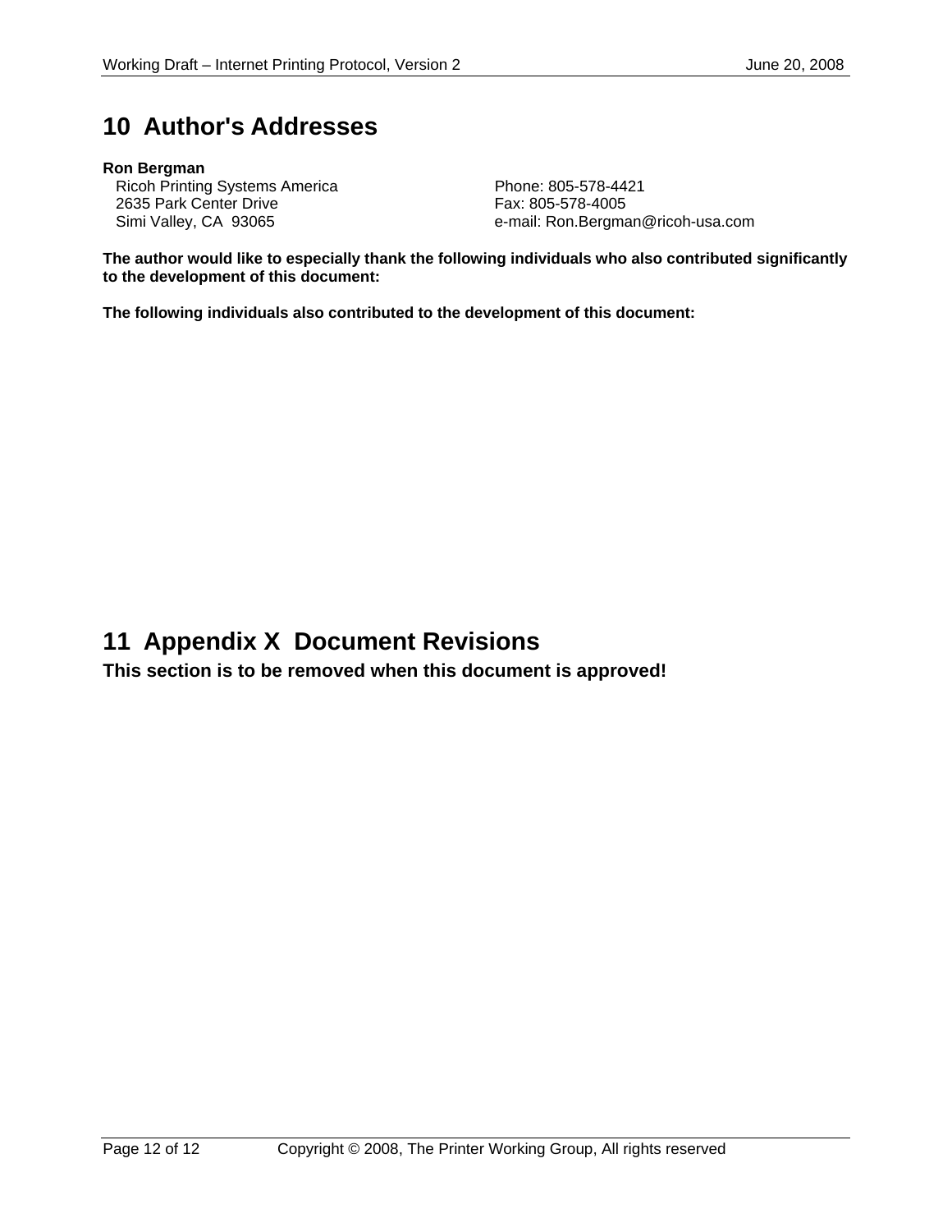# 10 Author's Addresses

**Ron Bergman**

Ricoh Printing Systems America
2635 Park Center Drive
Simi Valley, CA 93065

Phone: 805-578-4421
Fax: 805-578-4005
e-mail: Ron.Bergman@ricoh-usa.com

**The author would like to especially thank the following individuals who also contributed significantly to the development of this document:**

**The following individuals also contributed to the development of this document:**

# 11 Appendix X Document Revisions

**This section is to be removed when this document is approved!**